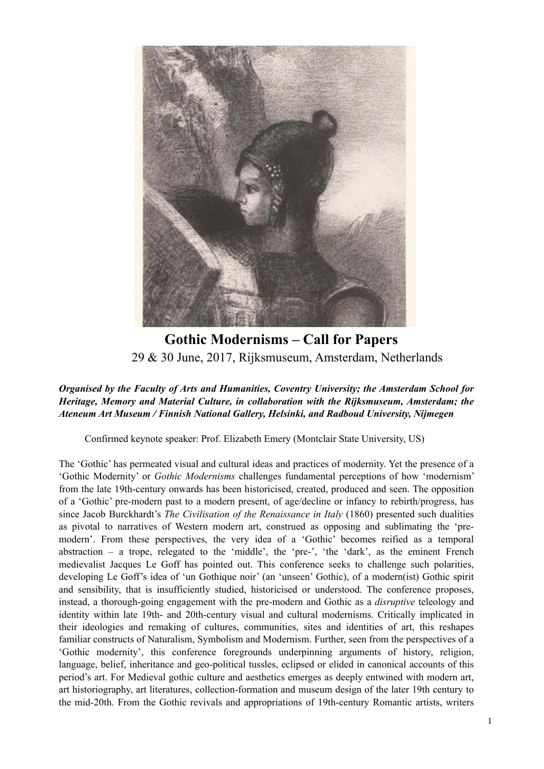# Gothic Modernisms – Call for Papers

29 & 30 June, 2017, Rijksmuseum, Amsterdam, Netherlands

***Organised by the Faculty of Arts and Humanities, Coventry University; the Amsterdam School for Heritage, Memory and Material Culture, in collaboration with the Rijksmuseum, Amsterdam; the Ateneum Art Museum / Finnish National Gallery, Helsinki, and Radboud University, Nijmegen***

Confirmed keynote speaker: Prof. Elizabeth Emery (Montclair State University, US)

The 'Gothic' has permeated visual and cultural ideas and practices of modernity. Yet the presence of a 'Gothic Modernity' or *Gothic Modernisms* challenges fundamental perceptions of how 'modernism' from the late 19th-century onwards has been historicised, created, produced and seen. The opposition of a 'Gothic' pre-modern past to a modern present, of age/decline or infancy to rebirth/progress, has since Jacob Burckhardt's *The Civilisation of the Renaissance in Italy* (1860) presented such dualities as pivotal to narratives of Western modern art, construed as opposing and sublimating the 'pre-modern'. From these perspectives, the very idea of a 'Gothic' becomes reified as a temporal abstraction – a trope, relegated to the 'middle', the 'pre-', 'the 'dark', as the eminent French medievalist Jacques Le Goff has pointed out. This conference seeks to challenge such polarities, developing Le Goff's idea of 'un Gothique noir' (an 'unseen' Gothic), of a modern(ist) Gothic spirit and sensibility, that is insufficiently studied, historicised or understood. The conference proposes, instead, a thorough-going engagement with the pre-modern and Gothic as a *disruptive* teleology and identity within late 19th- and 20th-century visual and cultural modernisms. Critically implicated in their ideologies and remaking of cultures, communities, sites and identities of art, this reshapes familiar constructs of Naturalism, Symbolism and Modernism. Further, seen from the perspectives of a 'Gothic modernity', this conference foregrounds underpinning arguments of history, religion, language, belief, inheritance and geo-political tussles, eclipsed or elided in canonical accounts of this period's art. For Medieval gothic culture and aesthetics emerges as deeply entwined with modern art, art historiography, art literatures, collection-formation and museum design of the later 19th century to the mid-20th. From the Gothic revivals and appropriations of 19th-century Romantic artists, writers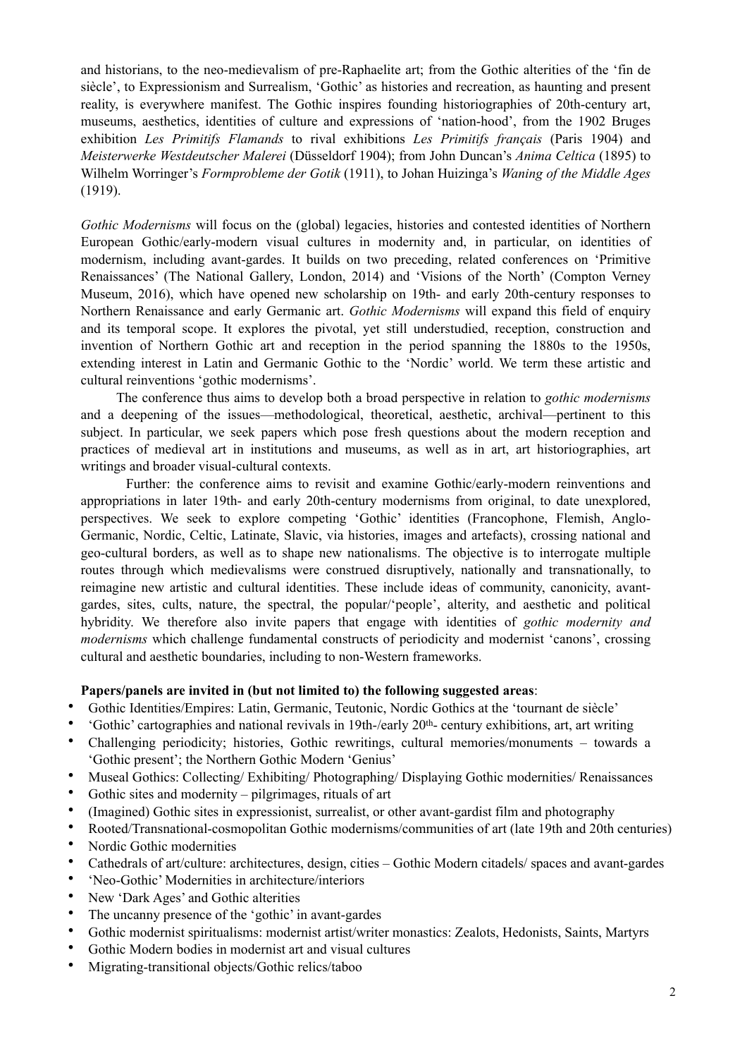and historians, to the neo-medievalism of pre-Raphaelite art; from the Gothic alterities of the 'fin de siècle', to Expressionism and Surrealism, 'Gothic' as histories and recreation, as haunting and present reality, is everywhere manifest. The Gothic inspires founding historiographies of 20th-century art, museums, aesthetics, identities of culture and expressions of 'nation-hood', from the 1902 Bruges exhibition *Les Primitifs Flamands* to rival exhibitions *Les Primitifs français* (Paris 1904) and *Meisterwerke Westdeutscher Malerei* (Düsseldorf 1904); from John Duncan's *Anima Celtica* (1895) to Wilhelm Worringer's *Formprobleme der Gotik* (1911), to Johan Huizinga's *Waning of the Middle Ages* (1919).

*Gothic Modernisms* will focus on the (global) legacies, histories and contested identities of Northern European Gothic/early-modern visual cultures in modernity and, in particular, on identities of modernism, including avant-gardes. It builds on two preceding, related conferences on 'Primitive Renaissances' (The National Gallery, London, 2014) and 'Visions of the North' (Compton Verney Museum, 2016), which have opened new scholarship on 19th- and early 20th-century responses to Northern Renaissance and early Germanic art. *Gothic Modernisms* will expand this field of enquiry and its temporal scope. It explores the pivotal, yet still understudied, reception, construction and invention of Northern Gothic art and reception in the period spanning the 1880s to the 1950s, extending interest in Latin and Germanic Gothic to the 'Nordic' world. We term these artistic and cultural reinventions 'gothic modernisms'.

The conference thus aims to develop both a broad perspective in relation to *gothic modernisms* and a deepening of the issues—methodological, theoretical, aesthetic, archival—pertinent to this subject. In particular, we seek papers which pose fresh questions about the modern reception and practices of medieval art in institutions and museums, as well as in art, art historiographies, art writings and broader visual-cultural contexts.

Further: the conference aims to revisit and examine Gothic/early-modern reinventions and appropriations in later 19th- and early 20th-century modernisms from original, to date unexplored, perspectives. We seek to explore competing 'Gothic' identities (Francophone, Flemish, Anglo-Germanic, Nordic, Celtic, Latinate, Slavic, via histories, images and artefacts), crossing national and geo-cultural borders, as well as to shape new nationalisms. The objective is to interrogate multiple routes through which medievalisms were construed disruptively, nationally and transnationally, to reimagine new artistic and cultural identities. These include ideas of community, canonicity, avant-gardes, sites, cults, nature, the spectral, the popular/'people', alterity, and aesthetic and political hybridity. We therefore also invite papers that engage with identities of *gothic modernity and modernisms* which challenge fundamental constructs of periodicity and modernist 'canons', crossing cultural and aesthetic boundaries, including to non-Western frameworks.

**Papers/panels are invited in (but not limited to) the following suggested areas**:

- Gothic Identities/Empires: Latin, Germanic, Teutonic, Nordic Gothics at the 'tournant de siècle'
- 'Gothic' cartographies and national revivals in 19th-/early 20th- century exhibitions, art, art writing
- Challenging periodicity; histories, Gothic rewritings, cultural memories/monuments – towards a 'Gothic present'; the Northern Gothic Modern 'Genius'
- Museal Gothics: Collecting/ Exhibiting/ Photographing/ Displaying Gothic modernities/ Renaissances
- Gothic sites and modernity – pilgrimages, rituals of art
- (Imagined) Gothic sites in expressionist, surrealist, or other avant-gardist film and photography
- Rooted/Transnational-cosmopolitan Gothic modernisms/communities of art (late 19th and 20th centuries)
- Nordic Gothic modernities
- Cathedrals of art/culture: architectures, design, cities – Gothic Modern citadels/ spaces and avant-gardes
- 'Neo-Gothic' Modernities in architecture/interiors
- New 'Dark Ages' and Gothic alterities
- The uncanny presence of the 'gothic' in avant-gardes
- Gothic modernist spiritualisms: modernist artist/writer monastics: Zealots, Hedonists, Saints, Martyrs
- Gothic Modern bodies in modernist art and visual cultures
- Migrating-transitional objects/Gothic relics/taboo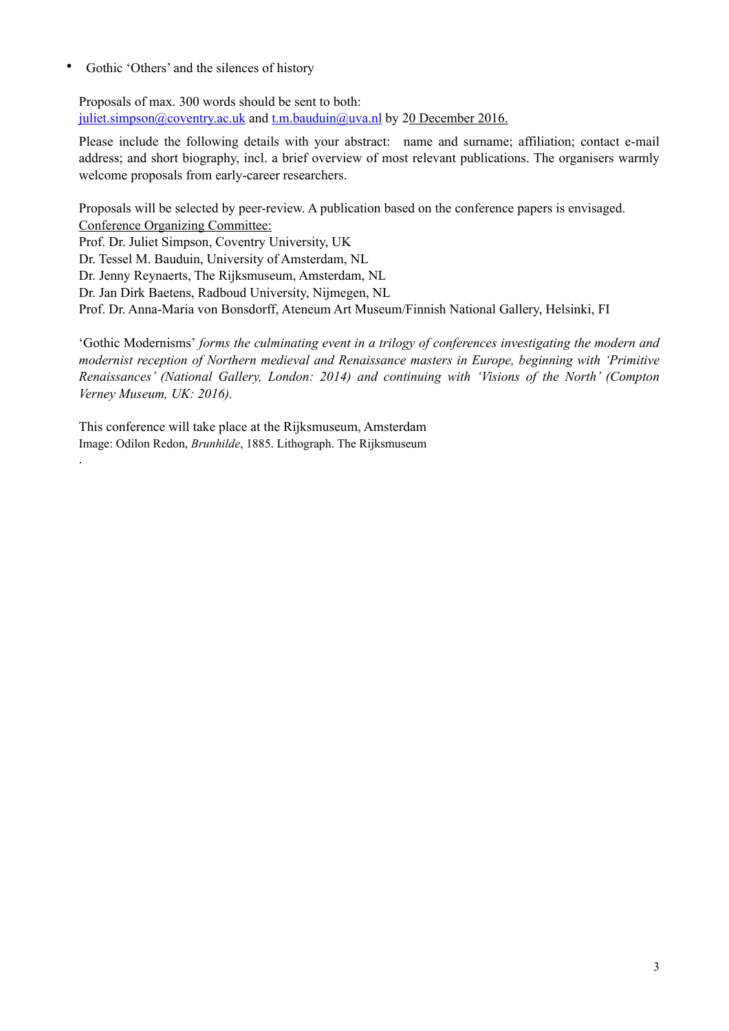- Gothic 'Others' and the silences of history

Proposals of max. 300 words should be sent to both:
juliet.simpson@coventry.ac.uk and t.m.bauduin@uva.nl by 20 December 2016.

Please include the following details with your abstract: name and surname; affiliation; contact e-mail address; and short biography, incl. a brief overview of most relevant publications. The organisers warmly welcome proposals from early-career researchers.

Proposals will be selected by peer-review. A publication based on the conference papers is envisaged.

Conference Organizing Committee:
Prof. Dr. Juliet Simpson, Coventry University, UK
Dr. Tessel M. Bauduin, University of Amsterdam, NL
Dr. Jenny Reynaerts, The Rijksmuseum, Amsterdam, NL
Dr. Jan Dirk Baetens, Radboud University, Nijmegen, NL
Prof. Dr. Anna-Maria von Bonsdorff, Ateneum Art Museum/Finnish National Gallery, Helsinki, FI

'Gothic Modernisms' *forms the culminating event in a trilogy of conferences investigating the modern and modernist reception of Northern medieval and Renaissance masters in Europe, beginning with 'Primitive Renaissances' (National Gallery, London: 2014) and continuing with 'Visions of the North' (Compton Verney Museum, UK: 2016).*

This conference will take place at the Rijksmuseum, Amsterdam
Image: Odilon Redon, *Brunhilde*, 1885. Lithograph. The Rijksmuseum